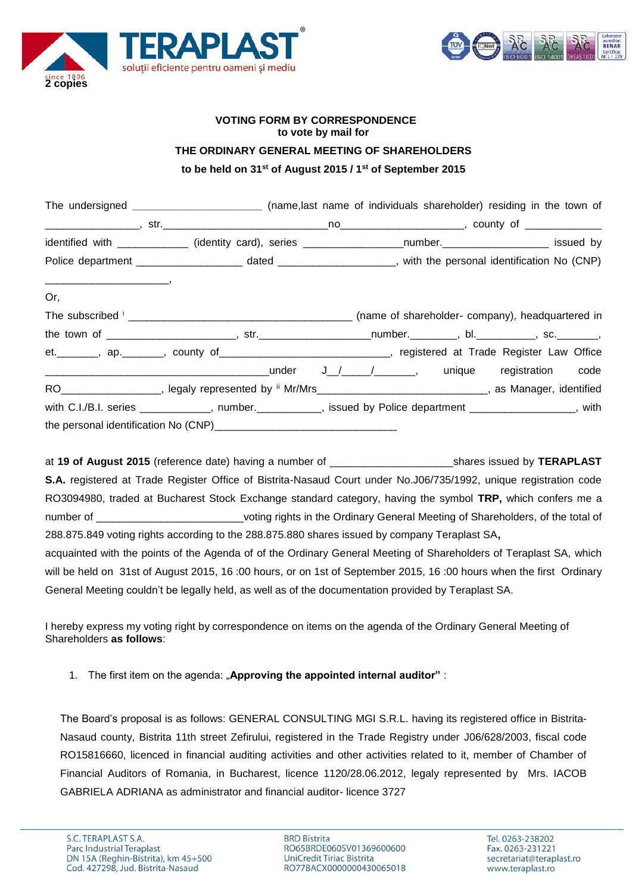**2 copies**

**VOTING FORM BY CORRESPONDENCE**
**to vote by mail for**
**THE ORDINARY GENERAL MEETING OF SHAREHOLDERS**
**to be held on 31st of August 2015 / 1st of September 2015**

The undersigned _____________________ (name,last name of individuals shareholder) residing in the town of _______________, str.___________________________no____________________, county of ____________ identified with ___________ (identity card), series ________________number._________________ issued by Police department __________________ dated ___________________, with the personal identification No (CNP) ____________________,

Or,

The subscribed [i] ____________________________________ (name of shareholder- company), headquartered in the town of _____________________, str.__________________number.________, bl.__________, sc._______, et._______, ap._______, county of____________________________, registered at Trade Register Law Office ____________________________________under J__/_____/_______, unique registration code RO________________, legaly represented by [ii] Mr/Mrs____________________________, as Manager, identified with C.I./B.I. series ____________, number.__________, issued by Police department _________________, with the personal identification No (CNP)______________________________

at **19 of August 2015** (reference date) having a number of ____________________shares issued by **TERAPLAST S.A.** registered at Trade Register Office of Bistrita-Nasaud Court under No.J06/735/1992, unique registration code RO3094980, traded at Bucharest Stock Exchange standard category, having the symbol **TRP,** which confers me a number of ________________________voting rights in the Ordinary General Meeting of Shareholders, of the total of 288.875.849 voting rights according to the 288.875.880 shares issued by company Teraplast SA**,**
acquainted with the points of the Agenda of of the Ordinary General Meeting of Shareholders of Teraplast SA, which will be held on 31st of August 2015, 16 :00 hours, or on 1st of September 2015, 16 :00 hours when the first Ordinary General Meeting couldn't be legally held, as well as of the documentation provided by Teraplast SA.

I hereby express my voting right by correspondence on items on the agenda of the Ordinary General Meeting of Shareholders **as follows**:

1. The first item on the agenda: „**Approving the appointed internal auditor"** :

The Board's proposal is as follows: GENERAL CONSULTING MGI S.R.L. having its registered office in Bistrita-Nasaud county, Bistrita 11th street Zefirului, registered in the Trade Registry under J06/628/2003, fiscal code RO15816660, licenced in financial auditing activities and other activities related to it, member of Chamber of Financial Auditors of Romania, in Bucharest, licence 1120/28.06.2012, legaly represented by Mrs. IACOB GABRIELA ADRIANA as administrator and financial auditor- licence 3727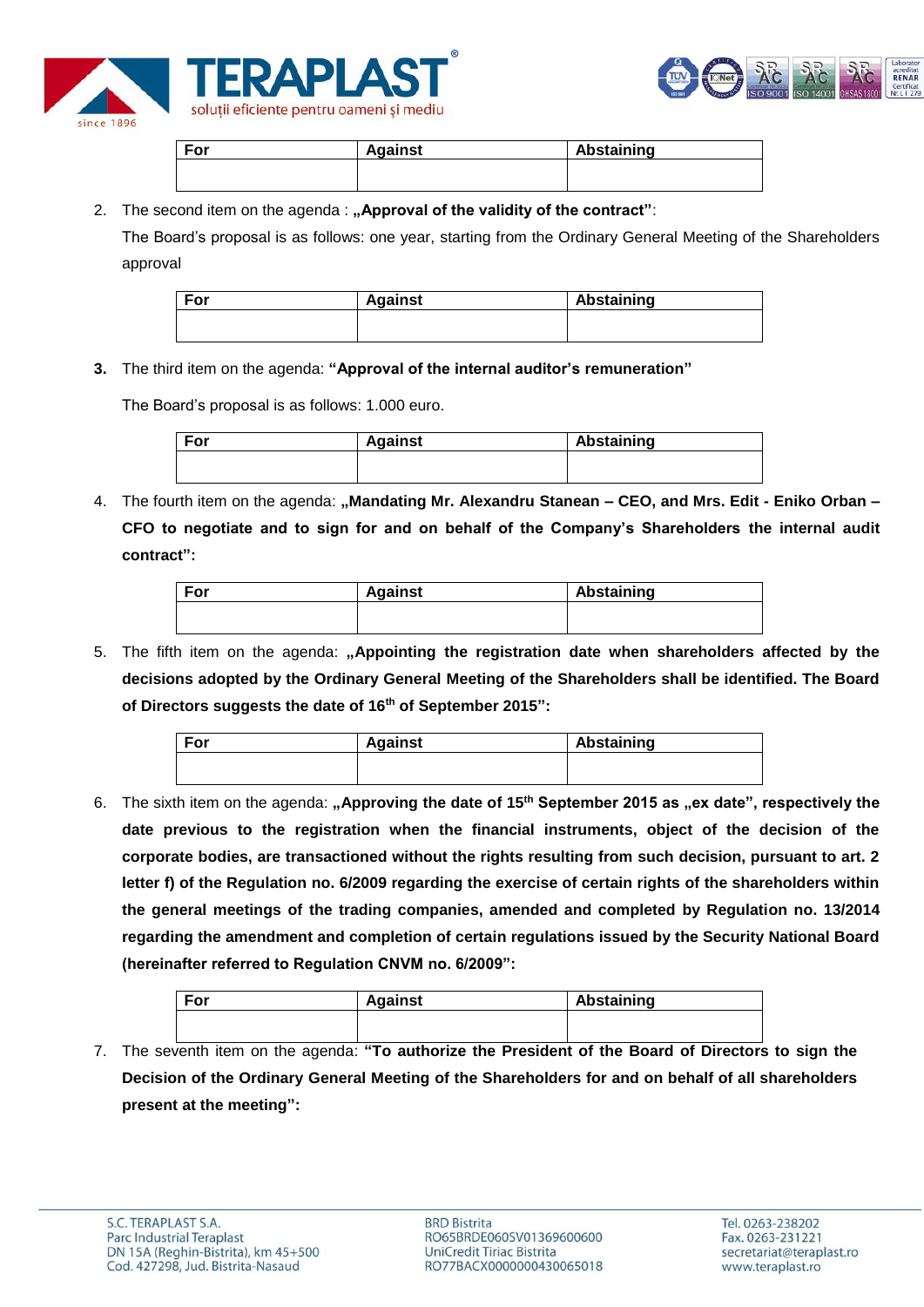| For | Against | Abstaining |
|---|---|---|
| | | |

2. The second item on the agenda : **„Approval of the validity of the contract"**:

   The Board's proposal is as follows: one year, starting from the Ordinary General Meeting of the Shareholders approval

| For | Against | Abstaining |
|---|---|---|
| | | |

3. The third item on the agenda: **"Approval of the internal auditor's remuneration"**

   The Board's proposal is as follows: 1.000 euro.

| For | Against | Abstaining |
|---|---|---|
| | | |

4. The fourth item on the agenda: **„Mandating Mr. Alexandru Stanean – CEO, and Mrs. Edit - Eniko Orban – CFO to negotiate and to sign for and on behalf of the Company's Shareholders the internal audit contract":**

| For | Against | Abstaining |
|---|---|---|
| | | |

5. The fifth item on the agenda: **„Appointing the registration date when shareholders affected by the decisions adopted by the Ordinary General Meeting of the Shareholders shall be identified. The Board of Directors suggests the date of 16th of September 2015":**

| For | Against | Abstaining |
|---|---|---|
| | | |

6. The sixth item on the agenda: **„Approving the date of 15th September 2015 as „ex date", respectively the date previous to the registration when the financial instruments, object of the decision of the corporate bodies, are transactioned without the rights resulting from such decision, pursuant to art. 2 letter f) of the Regulation no. 6/2009 regarding the exercise of certain rights of the shareholders within the general meetings of the trading companies, amended and completed by Regulation no. 13/2014 regarding the amendment and completion of certain regulations issued by the Security National Board (hereinafter referred to Regulation CNVM no. 6/2009":**

| For | Against | Abstaining |
|---|---|---|
| | | |

7. The seventh item on the agenda: **"To authorize the President of the Board of Directors to sign the Decision of the Ordinary General Meeting of the Shareholders for and on behalf of all shareholders present at the meeting":**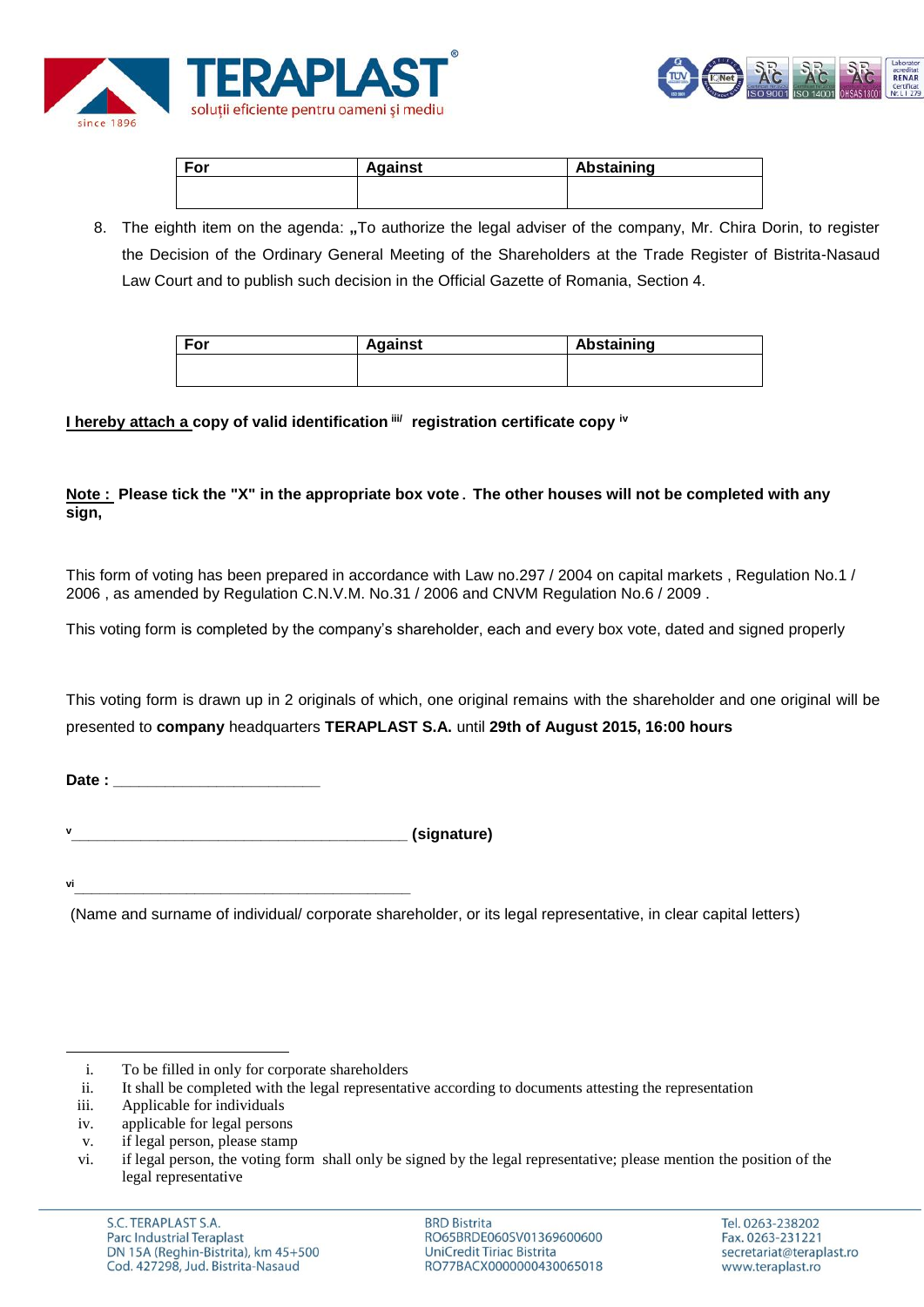| For | Against | Abstaining |
| --- | --- | --- |
| | | |

8. The eighth item on the agenda: „To authorize the legal adviser of the company, Mr. Chira Dorin, to register the Decision of the Ordinary General Meeting of the Shareholders at the Trade Register of Bistrita-Nasaud Law Court and to publish such decision in the Official Gazette of Romania, Section 4.

| For | Against | Abstaining |
| --- | --- | --- |
| | | |

**I hereby attach a copy of valid identification [iii]/ registration certificate copy [iv]**

**Note : Please tick the "X" in the appropriate box vote . The other houses will not be completed with any sign,**

This form of voting has been prepared in accordance with Law no.297 / 2004 on capital markets , Regulation No.1 / 2006 , as amended by Regulation C.N.V.M. No.31 / 2006 and CNVM Regulation No.6 / 2009 .

This voting form is completed by the company's shareholder, each and every box vote, dated and signed properly

This voting form is drawn up in 2 originals of which, one original remains with the shareholder and one original will be presented to **company** headquarters **TERAPLAST S.A.** until **29th of August 2015, 16:00 hours**

**Date :** ________________________

[v]________________________________________ **(signature)**

[vi]________________________________________

(Name and surname of individual/ corporate shareholder, or its legal representative, in clear capital letters)

---

i. To be filled in only for corporate shareholders
ii. It shall be completed with the legal representative according to documents attesting the representation
iii. Applicable for individuals
iv. applicable for legal persons
v. if legal person, please stamp
vi. if legal person, the voting form shall only be signed by the legal representative; please mention the position of the legal representative